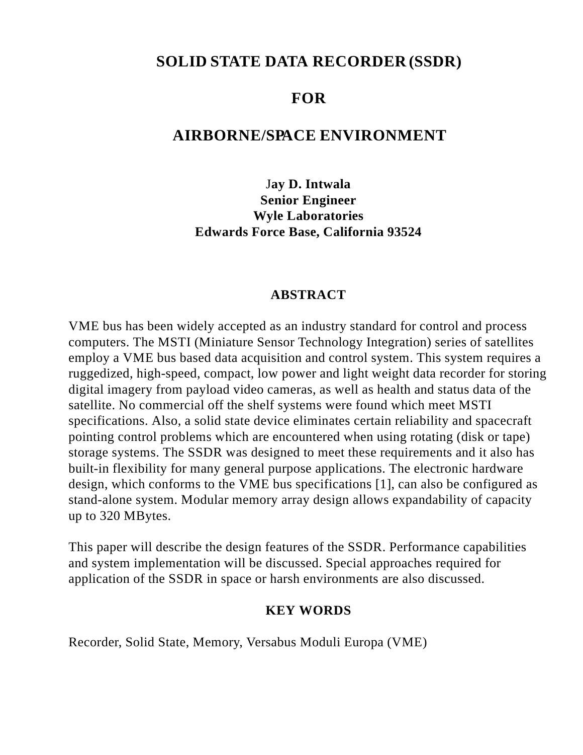# SOLID STATE DATA RECORDER (SSDR)

# FOR

# AIRBORNE/SPACE ENVIRONMENT

**Jay D. Intwala**
**Senior Engineer**
**Wyle Laboratories**
**Edwards Force Base, California 93524**

## ABSTRACT

VME bus has been widely accepted as an industry standard for control and process computers. The MSTI (Miniature Sensor Technology Integration) series of satellites employ a VME bus based data acquisition and control system. This system requires a ruggedized, high-speed, compact, low power and light weight data recorder for storing digital imagery from payload video cameras, as well as health and status data of the satellite. No commercial off the shelf systems were found which meet MSTI specifications. Also, a solid state device eliminates certain reliability and spacecraft pointing control problems which are encountered when using rotating (disk or tape) storage systems. The SSDR was designed to meet these requirements and it also has built-in flexibility for many general purpose applications. The electronic hardware design, which conforms to the VME bus specifications [1], can also be configured as stand-alone system. Modular memory array design allows expandability of capacity up to 320 MBytes.

This paper will describe the design features of the SSDR. Performance capabilities and system implementation will be discussed. Special approaches required for application of the SSDR in space or harsh environments are also discussed.

## KEY WORDS

Recorder, Solid State, Memory, Versabus Moduli Europa (VME)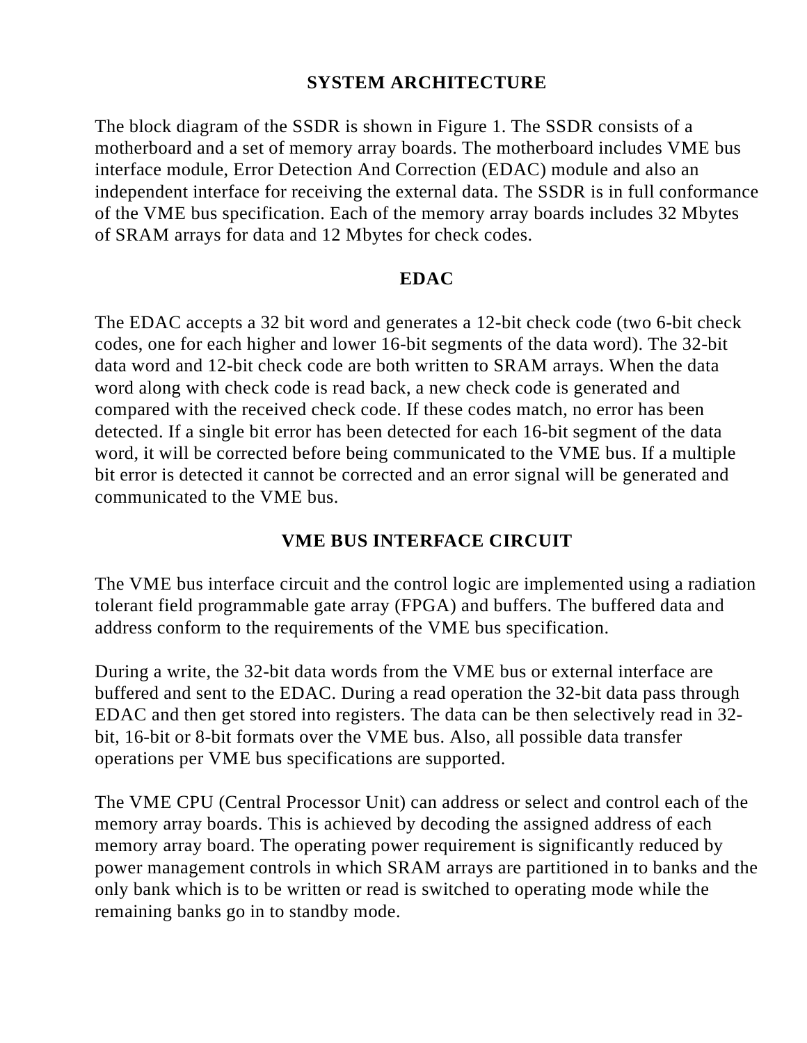## SYSTEM ARCHITECTURE

The block diagram of the SSDR is shown in Figure 1. The SSDR consists of a motherboard and a set of memory array boards. The motherboard includes VME bus interface module, Error Detection And Correction (EDAC) module and also an independent interface for receiving the external data. The SSDR is in full conformance of the VME bus specification. Each of the memory array boards includes 32 Mbytes of SRAM arrays for data and 12 Mbytes for check codes.

## EDAC

The EDAC accepts a 32 bit word and generates a 12-bit check code (two 6-bit check codes, one for each higher and lower 16-bit segments of the data word). The 32-bit data word and 12-bit check code are both written to SRAM arrays. When the data word along with check code is read back, a new check code is generated and compared with the received check code. If these codes match, no error has been detected. If a single bit error has been detected for each 16-bit segment of the data word, it will be corrected before being communicated to the VME bus. If a multiple bit error is detected it cannot be corrected and an error signal will be generated and communicated to the VME bus.

## VME BUS INTERFACE CIRCUIT

The VME bus interface circuit and the control logic are implemented using a radiation tolerant field programmable gate array (FPGA) and buffers. The buffered data and address conform to the requirements of the VME bus specification.

During a write, the 32-bit data words from the VME bus or external interface are buffered and sent to the EDAC. During a read operation the 32-bit data pass through EDAC and then get stored into registers. The data can be then selectively read in 32-bit, 16-bit or 8-bit formats over the VME bus. Also, all possible data transfer operations per VME bus specifications are supported.

The VME CPU (Central Processor Unit) can address or select and control each of the memory array boards. This is achieved by decoding the assigned address of each memory array board. The operating power requirement is significantly reduced by power management controls in which SRAM arrays are partitioned in to banks and the only bank which is to be written or read is switched to operating mode while the remaining banks go in to standby mode.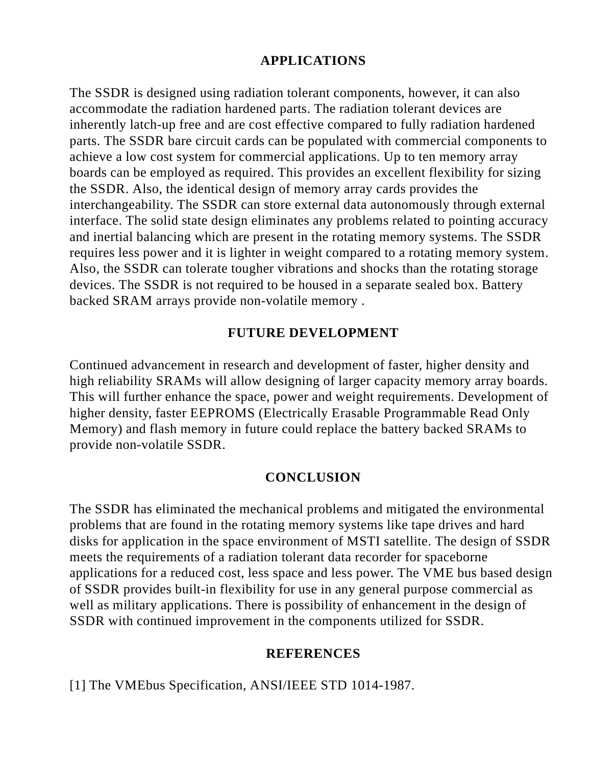## APPLICATIONS

The SSDR is designed using radiation tolerant components, however, it can also accommodate the radiation hardened parts. The radiation tolerant devices are inherently latch-up free and are cost effective compared to fully radiation hardened parts. The SSDR bare circuit cards can be populated with commercial components to achieve a low cost system for commercial applications. Up to ten memory array boards can be employed as required. This provides an excellent flexibility for sizing the SSDR. Also, the identical design of memory array cards provides the interchangeability. The SSDR can store external data autonomously through external interface. The solid state design eliminates any problems related to pointing accuracy and inertial balancing which are present in the rotating memory systems. The SSDR requires less power and it is lighter in weight compared to a rotating memory system. Also, the SSDR can tolerate tougher vibrations and shocks than the rotating storage devices. The SSDR is not required to be housed in a separate sealed box. Battery backed SRAM arrays provide non-volatile memory .

## FUTURE DEVELOPMENT

Continued advancement in research and development of faster, higher density and high reliability SRAMs will allow designing of larger capacity memory array boards. This will further enhance the space, power and weight requirements. Development of higher density, faster EEPROMS (Electrically Erasable Programmable Read Only Memory) and flash memory in future could replace the battery backed SRAMs to provide non-volatile SSDR.

## CONCLUSION

The SSDR has eliminated the mechanical problems and mitigated the environmental problems that are found in the rotating memory systems like tape drives and hard disks for application in the space environment of MSTI satellite. The design of SSDR meets the requirements of a radiation tolerant data recorder for spaceborne applications for a reduced cost, less space and less power. The VME bus based design of SSDR provides built-in flexibility for use in any general purpose commercial as well as military applications. There is possibility of enhancement in the design of SSDR with continued improvement in the components utilized for SSDR.

## REFERENCES

[1] The VMEbus Specification, ANSI/IEEE STD 1014-1987.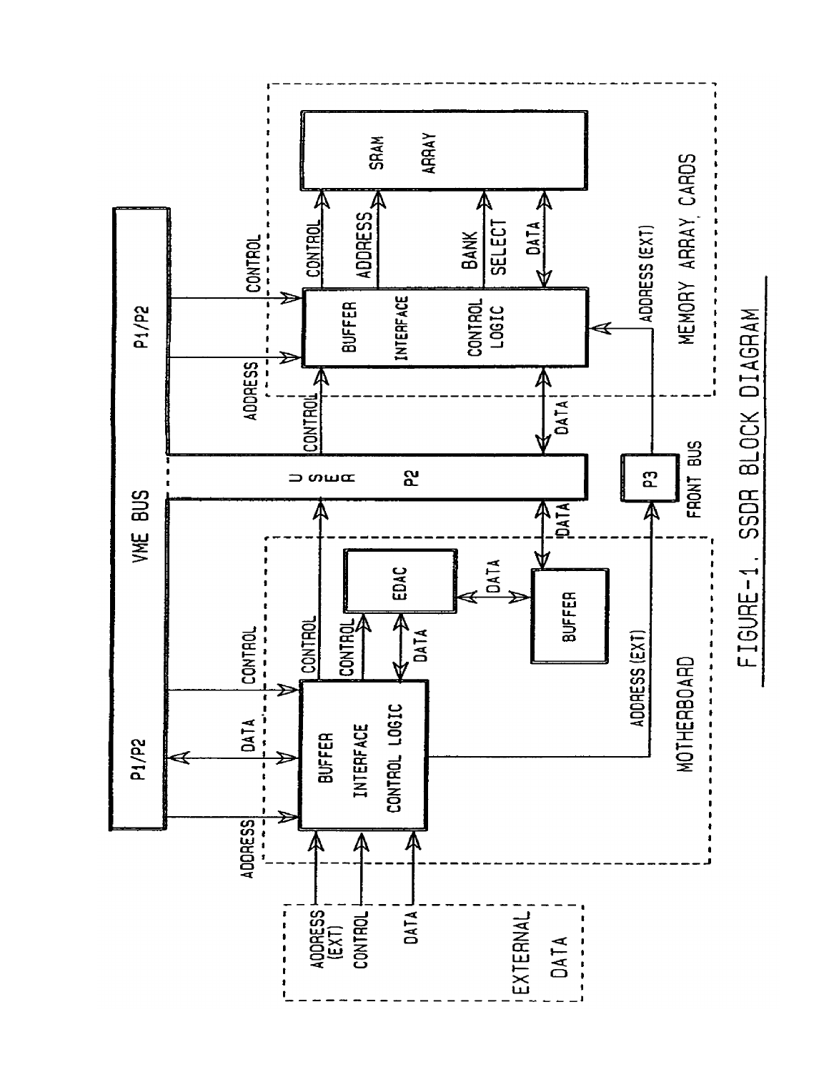VME BUS

P1/P2

P1/P2

USER

P2

P3

FRONT BUS

CONTROL

ADDRESS

CONTROL

DATA

BUFFER

INTERFACE

CONTROL LOGIC

CONTROL

ADDRESS

BANK SELECT

DATA

SRAM

ARRAY

ADDRESS (EXT)

MEMORY ARRAY CARDS

CONTROL

DATA

ADDRESS

BUFFER

INTERFACE

CONTROL LOGIC

CONTROL

CONTROL

DATA

EDAC

DATA

BUFFER

DATA

ADDRESS (EXT)

MOTHERBOARD

ADDRESS (EXT)

CONTROL

DATA

EXTERNAL DATA

FIGURE-1. SSDR BLOCK DIAGRAM